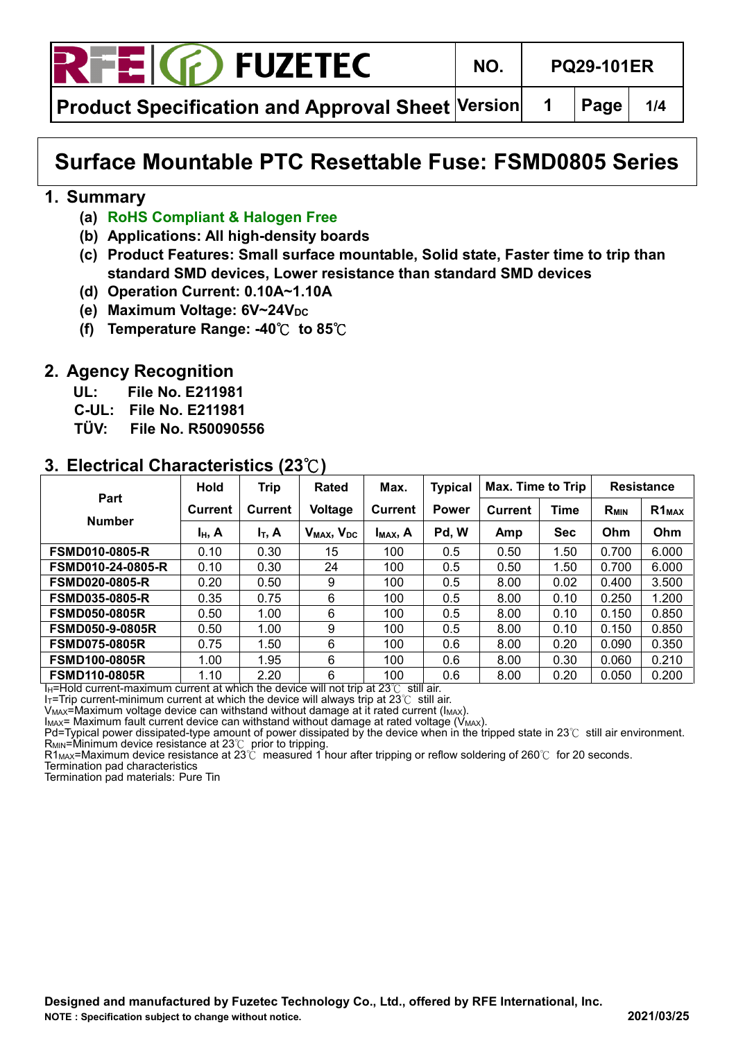# Surface Mountable PTC Resettable Fuse: FSMD0805 Series

## 1. Summary

- **(a) RoHS Compliant & Halogen Free**
- **(b) Applications: All high-density boards**
- **(c) Product Features: Small surface mountable, Solid state, Faster time to trip than standard SMD devices, Lower resistance than standard SMD devices**
- **(d) Operation Current: 0.10A~1.10A**
- **(e) Maximum Voltage: 6V~24$V_{DC}$**
- **(f) Temperature Range: -40℃ to 85℃**

## 2. Agency Recognition

**UL: File No. E211981**
**C-UL: File No. E211981**
**TÜV: File No. R50090556**

## 3. Electrical Characteristics (23℃)

| Part Number | Hold Current | Trip Current | Rated Voltage | Max. Current | Typical Power | Max. Time to Trip | | Resistance | |
|---|---|---|---|---|---|---|---|---|---|
| | | | | | | Current | Time | $R_{MIN}$ | $R1_{MAX}$ |
| | $I_H$, A | $I_T$, A | $V_{MAX}$, $V_{DC}$ | $I_{MAX}$, A | Pd, W | Amp | Sec | Ohm | Ohm |
| FSMD010-0805-R | 0.10 | 0.30 | 15 | 100 | 0.5 | 0.50 | 1.50 | 0.700 | 6.000 |
| FSMD010-24-0805-R | 0.10 | 0.30 | 24 | 100 | 0.5 | 0.50 | 1.50 | 0.700 | 6.000 |
| FSMD020-0805-R | 0.20 | 0.50 | 9 | 100 | 0.5 | 8.00 | 0.02 | 0.400 | 3.500 |
| FSMD035-0805-R | 0.35 | 0.75 | 6 | 100 | 0.5 | 8.00 | 0.10 | 0.250 | 1.200 |
| FSMD050-0805R | 0.50 | 1.00 | 6 | 100 | 0.5 | 8.00 | 0.10 | 0.150 | 0.850 |
| FSMD050-9-0805R | 0.50 | 1.00 | 9 | 100 | 0.5 | 8.00 | 0.10 | 0.150 | 0.850 |
| FSMD075-0805R | 0.75 | 1.50 | 6 | 100 | 0.6 | 8.00 | 0.20 | 0.090 | 0.350 |
| FSMD100-0805R | 1.00 | 1.95 | 6 | 100 | 0.6 | 8.00 | 0.30 | 0.060 | 0.210 |
| FSMD110-0805R | 1.10 | 2.20 | 6 | 100 | 0.6 | 8.00 | 0.20 | 0.050 | 0.200 |

$I_H$=Hold current-maximum current at which the device will not trip at 23℃ still air.
$I_T$=Trip current-minimum current at which the device will always trip at 23℃ still air.
$V_{MAX}$=Maximum voltage device can withstand without damage at it rated current ($I_{MAX}$).
$I_{MAX}$= Maximum fault current device can withstand without damage at rated voltage ($V_{MAX}$).
Pd=Typical power dissipated-type amount of power dissipated by the device when in the tripped state in 23℃ still air environment.
$R_{MIN}$=Minimum device resistance at 23℃ prior to tripping.
$R1_{MAX}$=Maximum device resistance at 23℃ measured 1 hour after tripping or reflow soldering of 260℃ for 20 seconds.
Termination pad characteristics
Termination pad materials: Pure Tin

**Designed and manufactured by Fuzetec Technology Co., Ltd., offered by RFE International, Inc.**
**NOTE : Specification subject to change without notice.** **2021/03/25**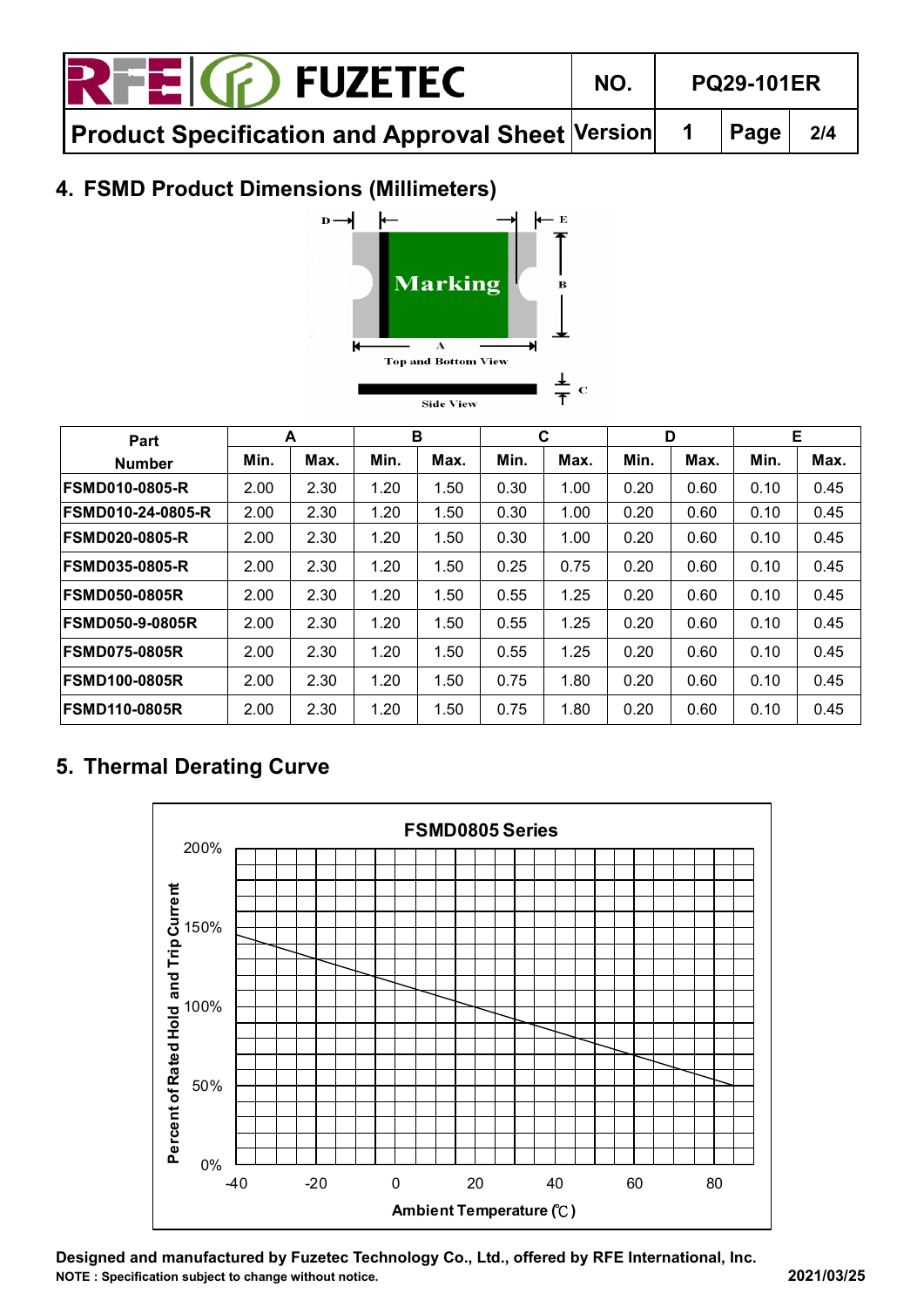## 4. FSMD Product Dimensions (Millimeters)

Top and Bottom View

Side View

| Part Number | A | | B | | C | | D | | E | |
|---|---|---|---|---|---|---|---|---|---|---|
| | Min. | Max. | Min. | Max. | Min. | Max. | Min. | Max. | Min. | Max. |
| FSMD010-0805-R | 2.00 | 2.30 | 1.20 | 1.50 | 0.30 | 1.00 | 0.20 | 0.60 | 0.10 | 0.45 |
| FSMD010-24-0805-R | 2.00 | 2.30 | 1.20 | 1.50 | 0.30 | 1.00 | 0.20 | 0.60 | 0.10 | 0.45 |
| FSMD020-0805-R | 2.00 | 2.30 | 1.20 | 1.50 | 0.30 | 1.00 | 0.20 | 0.60 | 0.10 | 0.45 |
| FSMD035-0805-R | 2.00 | 2.30 | 1.20 | 1.50 | 0.25 | 0.75 | 0.20 | 0.60 | 0.10 | 0.45 |
| FSMD050-0805R | 2.00 | 2.30 | 1.20 | 1.50 | 0.55 | 1.25 | 0.20 | 0.60 | 0.10 | 0.45 |
| FSMD050-9-0805R | 2.00 | 2.30 | 1.20 | 1.50 | 0.55 | 1.25 | 0.20 | 0.60 | 0.10 | 0.45 |
| FSMD075-0805R | 2.00 | 2.30 | 1.20 | 1.50 | 0.55 | 1.25 | 0.20 | 0.60 | 0.10 | 0.45 |
| FSMD100-0805R | 2.00 | 2.30 | 1.20 | 1.50 | 0.75 | 1.80 | 0.20 | 0.60 | 0.10 | 0.45 |
| FSMD110-0805R | 2.00 | 2.30 | 1.20 | 1.50 | 0.75 | 1.80 | 0.20 | 0.60 | 0.10 | 0.45 |

## 5. Thermal Derating Curve

FSMD0805 Series

Percent of Rated Hold and Trip Current vs. Ambient Temperature (℃)

**Designed and manufactured by Fuzetec Technology Co., Ltd., offered by RFE International, Inc.**

**NOTE : Specification subject to change without notice.**

**2021/03/25**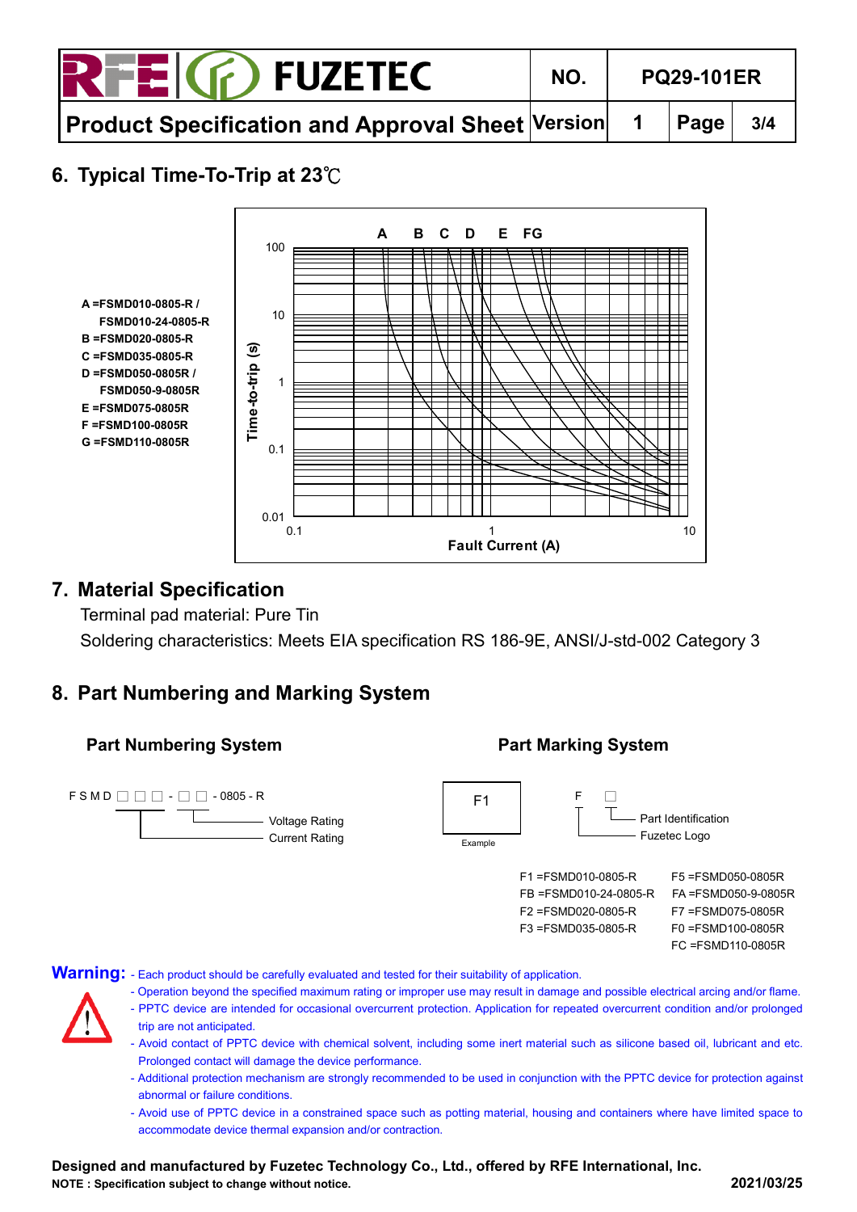## 6. Typical Time-To-Trip at 23℃

A =FSMD010-0805-R / FSMD010-24-0805-R
B =FSMD020-0805-R
C =FSMD035-0805-R
D =FSMD050-0805R / FSMD050-9-0805R
E =FSMD075-0805R
F =FSMD100-0805R
G =FSMD110-0805R

## 7. Material Specification

Terminal pad material: Pure Tin

Soldering characteristics: Meets EIA specification RS 186-9E, ANSI/J-std-002 Category 3

## 8. Part Numbering and Marking System

### Part Numbering System

F S M D □ □ □ - □ □ - 0805 - R

- Voltage Rating
- Current Rating

### Part Marking System

F1 (Example)

F □

- Part Identification
- Fuzetec Logo

| | |
|---|---|
| F1 =FSMD010-0805-R | F5 =FSMD050-0805R |
| FB =FSMD010-24-0805-R | FA =FSMD050-9-0805R |
| F2 =FSMD020-0805-R | F7 =FSMD075-0805R |
| F3 =FSMD035-0805-R | F0 =FSMD100-0805R |
| | FC =FSMD110-0805R |

**Warning:**

- Each product should be carefully evaluated and tested for their suitability of application.
- Operation beyond the specified maximum rating or improper use may result in damage and possible electrical arcing and/or flame.
- PPTC device are intended for occasional overcurrent protection. Application for repeated overcurrent condition and/or prolonged trip are not anticipated.
- Avoid contact of PPTC device with chemical solvent, including some inert material such as silicone based oil, lubricant and etc. Prolonged contact will damage the device performance.
- Additional protection mechanism are strongly recommended to be used in conjunction with the PPTC device for protection against abnormal or failure conditions.
- Avoid use of PPTC device in a constrained space such as potting material, housing and containers where have limited space to accommodate device thermal expansion and/or contraction.

**Designed and manufactured by Fuzetec Technology Co., Ltd., offered by RFE International, Inc.**

**NOTE : Specification subject to change without notice.** **2021/03/25**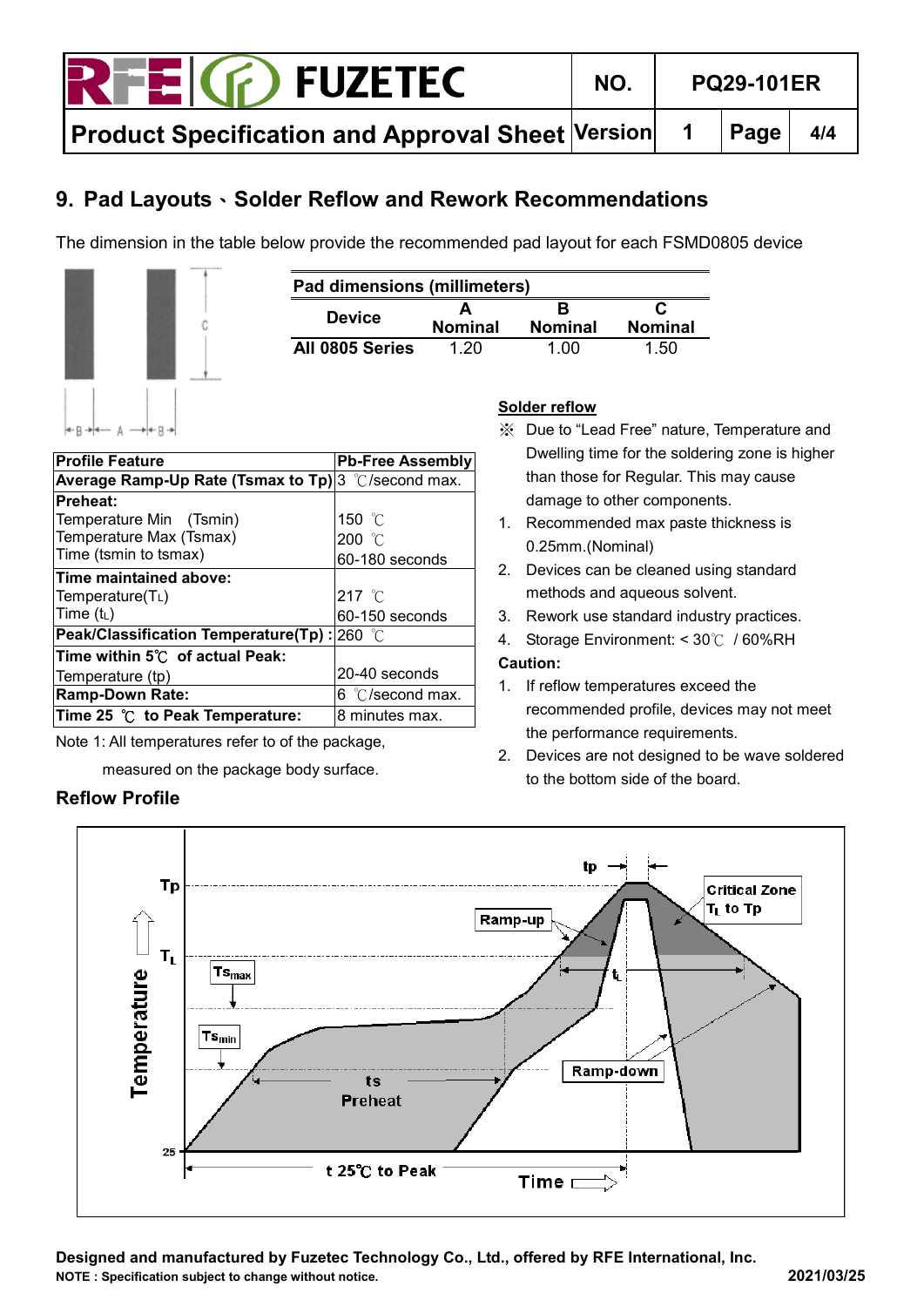## 9. Pad Layouts、Solder Reflow and Rework Recommendations

The dimension in the table below provide the recommended pad layout for each FSMD0805 device

C

B A B

| Pad dimensions (millimeters) | | | |
|---|---|---|---|
| Device | A Nominal | B Nominal | C Nominal |
| All 0805 Series | 1.20 | 1.00 | 1.50 |

| Profile Feature | Pb-Free Assembly |
|---|---|
| Average Ramp-Up Rate (Tsmax to Tp) | 3 ℃/second max. |
| **Preheat:**<br>Temperature Min (Tsmin)<br>Temperature Max (Tsmax)<br>Time (tsmin to tsmax) | <br>150 ℃<br>200 ℃<br>60-180 seconds |
| **Time maintained above:**<br>Temperature($T_L$)<br>Time ($t_L$) | <br>217 ℃<br>60-150 seconds |
| **Peak/Classification Temperature(Tp) :** | 260 ℃ |
| **Time within 5℃ of actual Peak:**<br>Temperature (tp) | <br>20-40 seconds |
| **Ramp-Down Rate:** | 6 ℃/second max. |
| **Time 25 ℃ to Peak Temperature:** | 8 minutes max. |

Note 1: All temperatures refer to of the package,

measured on the package body surface.

**Solder reflow**

※ Due to "Lead Free" nature, Temperature and Dwelling time for the soldering zone is higher than those for Regular. This may cause damage to other components.

1. Recommended max paste thickness is 0.25mm.(Nominal)
2. Devices can be cleaned using standard methods and aqueous solvent.
3. Rework use standard industry practices.
4. Storage Environment: < 30℃ / 60%RH

**Caution:**

1. If reflow temperatures exceed the recommended profile, devices may not meet the performance requirements.
2. Devices are not designed to be wave soldered to the bottom side of the board.

### Reflow Profile

tp

Tp

Critical Zone
$T_L$ to Tp

Ramp-up

$T_L$

$Ts_{max}$

$t_L$

$Ts_{min}$

Temperature

ts
Preheat

Ramp-down

25

t 25℃ to Peak

Time

**Designed and manufactured by Fuzetec Technology Co., Ltd., offered by RFE International, Inc.**
**NOTE : Specification subject to change without notice.** 2021/03/25